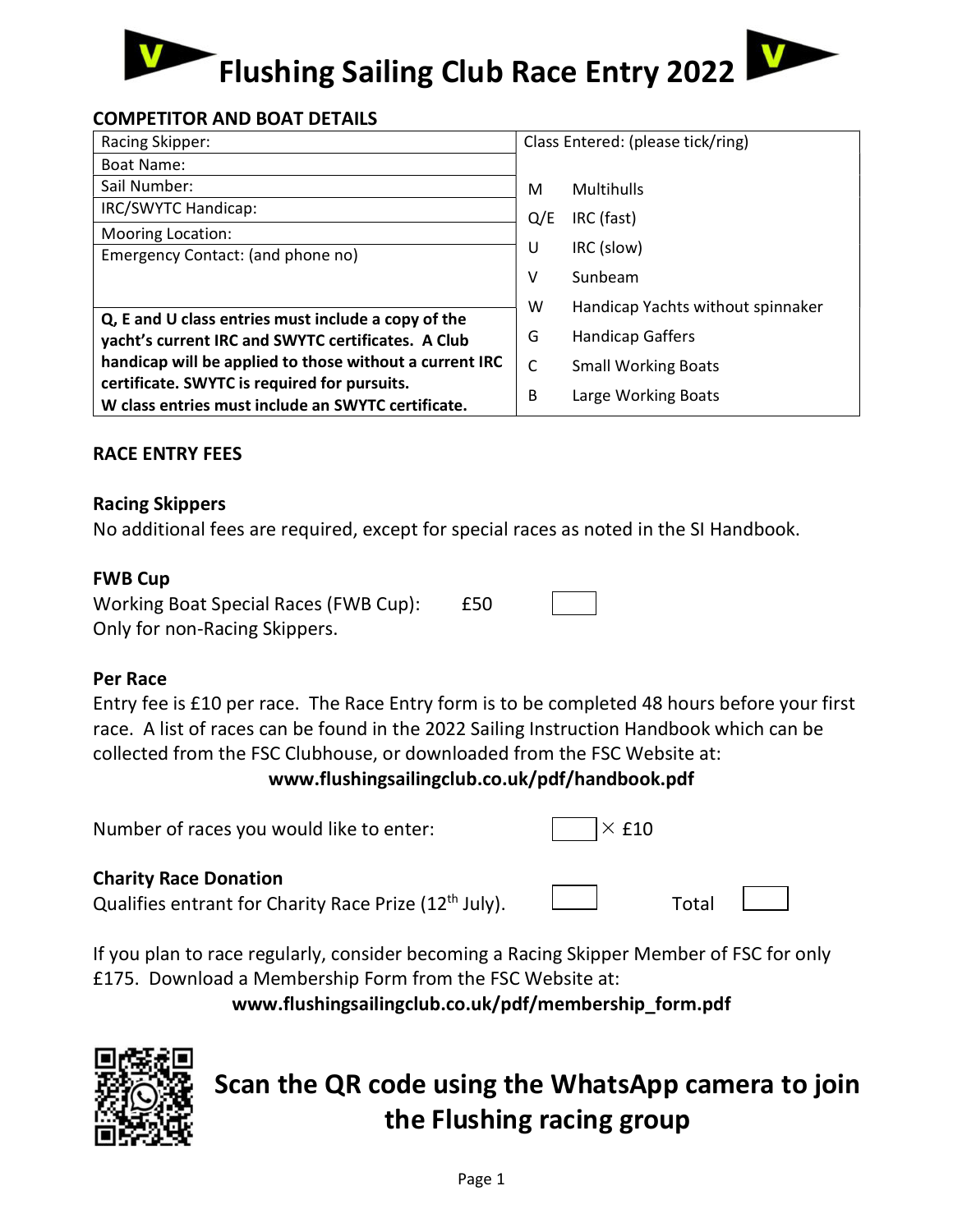# Flushing Sailing Club Race Entry 2022

## COMPETITOR AND BOAT DETAILS

| | Class Entered: (please tick/ring) | |
|---|---|---|
| Racing Skipper: | | |
| Boat Name: | | |
| Sail Number: | M | Multihulls |
| IRC/SWYTC Handicap: | Q/E | IRC (fast) |
| Mooring Location: | U | IRC (slow) |
| Emergency Contact: (and phone no) | V | Sunbeam |
| | W | Handicap Yachts without spinnaker |
| **Q, E and U class entries must include a copy of the yacht's current IRC and SWYTC certificates. A Club handicap will be applied to those without a current IRC certificate. SWYTC is required for pursuits. W class entries must include an SWYTC certificate.** | G | Handicap Gaffers |
| | C | Small Working Boats |
| | B | Large Working Boats |

## RACE ENTRY FEES

### Racing Skippers

No additional fees are required, except for special races as noted in the SI Handbook.

### FWB Cup

Working Boat Special Races (FWB Cup): £50 [ ]
Only for non-Racing Skippers.

### Per Race

Entry fee is £10 per race. The Race Entry form is to be completed 48 hours before your first race. A list of races can be found in the 2022 Sailing Instruction Handbook which can be collected from the FSC Clubhouse, or downloaded from the FSC Website at:

**www.flushingsailingclub.co.uk/pdf/handbook.pdf**

Number of races you would like to enter: [ ] × £10

**Charity Race Donation**
Qualifies entrant for Charity Race Prize (12th July). [ ] Total [ ]

If you plan to race regularly, consider becoming a Racing Skipper Member of FSC for only £175. Download a Membership Form from the FSC Website at:

**www.flushingsailingclub.co.uk/pdf/membership_form.pdf**

**Scan the QR code using the WhatsApp camera to join the Flushing racing group**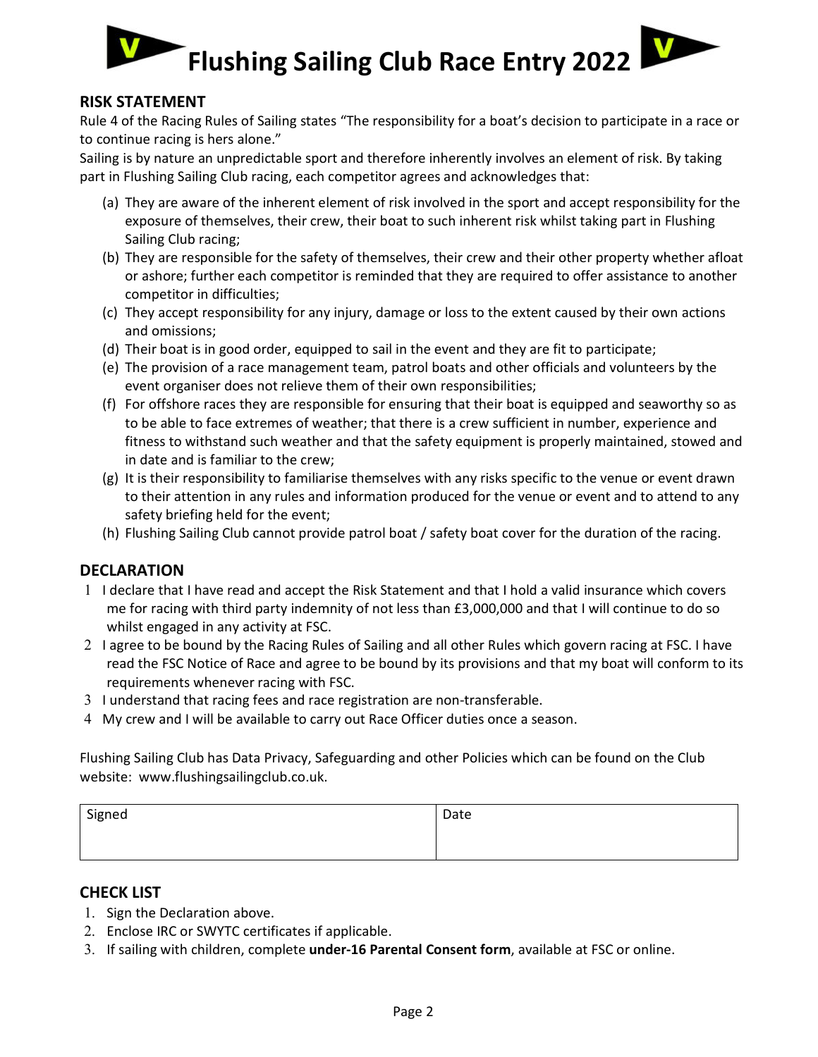# Flushing Sailing Club Race Entry 2022

## RISK STATEMENT

Rule 4 of the Racing Rules of Sailing states "The responsibility for a boat's decision to participate in a race or to continue racing is hers alone."

Sailing is by nature an unpredictable sport and therefore inherently involves an element of risk. By taking part in Flushing Sailing Club racing, each competitor agrees and acknowledges that:

(a) They are aware of the inherent element of risk involved in the sport and accept responsibility for the exposure of themselves, their crew, their boat to such inherent risk whilst taking part in Flushing Sailing Club racing;

(b) They are responsible for the safety of themselves, their crew and their other property whether afloat or ashore; further each competitor is reminded that they are required to offer assistance to another competitor in difficulties;

(c) They accept responsibility for any injury, damage or loss to the extent caused by their own actions and omissions;

(d) Their boat is in good order, equipped to sail in the event and they are fit to participate;

(e) The provision of a race management team, patrol boats and other officials and volunteers by the event organiser does not relieve them of their own responsibilities;

(f) For offshore races they are responsible for ensuring that their boat is equipped and seaworthy so as to be able to face extremes of weather; that there is a crew sufficient in number, experience and fitness to withstand such weather and that the safety equipment is properly maintained, stowed and in date and is familiar to the crew;

(g) It is their responsibility to familiarise themselves with any risks specific to the venue or event drawn to their attention in any rules and information produced for the venue or event and to attend to any safety briefing held for the event;

(h) Flushing Sailing Club cannot provide patrol boat / safety boat cover for the duration of the racing.

## DECLARATION

1. I declare that I have read and accept the Risk Statement and that I hold a valid insurance which covers me for racing with third party indemnity of not less than £3,000,000 and that I will continue to do so whilst engaged in any activity at FSC.
2. I agree to be bound by the Racing Rules of Sailing and all other Rules which govern racing at FSC. I have read the FSC Notice of Race and agree to be bound by its provisions and that my boat will conform to its requirements whenever racing with FSC.
3. I understand that racing fees and race registration are non-transferable.
4. My crew and I will be available to carry out Race Officer duties once a season.

Flushing Sailing Club has Data Privacy, Safeguarding and other Policies which can be found on the Club website: www.flushingsailingclub.co.uk.

| Signed | Date |
|---|---|
| | |

## CHECK LIST

1. Sign the Declaration above.
2. Enclose IRC or SWYTC certificates if applicable.
3. If sailing with children, complete **under-16 Parental Consent form**, available at FSC or online.